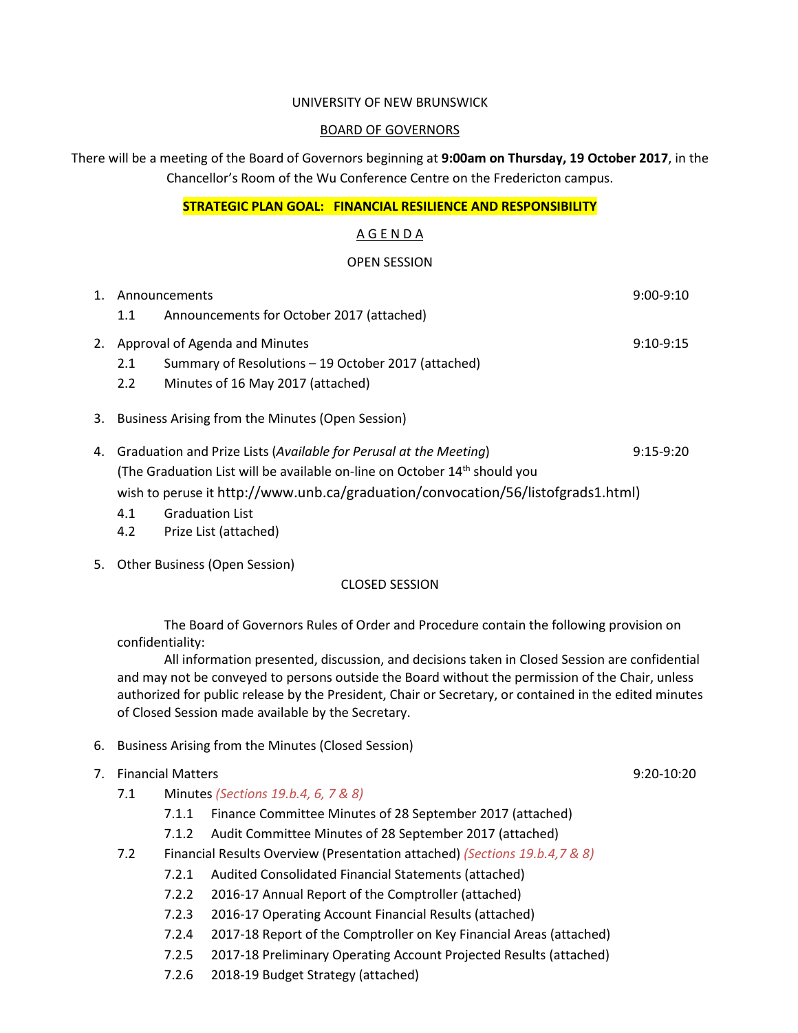UNIVERSITY OF NEW BRUNSWICK

BOARD OF GOVERNORS

There will be a meeting of the Board of Governors beginning at **9:00am on Thursday, 19 October 2017**, in the Chancellor's Room of the Wu Conference Centre on the Fredericton campus.

**STRATEGIC PLAN GOAL: FINANCIAL RESILIENCE AND RESPONSIBILITY**

A G E N D A

OPEN SESSION

1. Announcements — 9:00-9:10
   - 1.1 Announcements for October 2017 (attached)
2. Approval of Agenda and Minutes — 9:10-9:15
   - 2.1 Summary of Resolutions – 19 October 2017 (attached)
   - 2.2 Minutes of 16 May 2017 (attached)
3. Business Arising from the Minutes (Open Session)
4. Graduation and Prize Lists (*Available for Perusal at the Meeting*) — 9:15-9:20
   (The Graduation List will be available on-line on October 14th should you wish to peruse it http://www.unb.ca/graduation/convocation/56/listofgrads1.html)
   - 4.1 Graduation List
   - 4.2 Prize List (attached)
5. Other Business (Open Session)

CLOSED SESSION

The Board of Governors Rules of Order and Procedure contain the following provision on confidentiality:

All information presented, discussion, and decisions taken in Closed Session are confidential and may not be conveyed to persons outside the Board without the permission of the Chair, unless authorized for public release by the President, Chair or Secretary, or contained in the edited minutes of Closed Session made available by the Secretary.

6. Business Arising from the Minutes (Closed Session)
7. Financial Matters — 9:20-10:20
   - 7.1 Minutes *(Sections 19.b.4, 6, 7 & 8)*
     - 7.1.1 Finance Committee Minutes of 28 September 2017 (attached)
     - 7.1.2 Audit Committee Minutes of 28 September 2017 (attached)
   - 7.2 Financial Results Overview (Presentation attached) *(Sections 19.b.4,7 & 8)*
     - 7.2.1 Audited Consolidated Financial Statements (attached)
     - 7.2.2 2016-17 Annual Report of the Comptroller (attached)
     - 7.2.3 2016-17 Operating Account Financial Results (attached)
     - 7.2.4 2017-18 Report of the Comptroller on Key Financial Areas (attached)
     - 7.2.5 2017-18 Preliminary Operating Account Projected Results (attached)
     - 7.2.6 2018-19 Budget Strategy (attached)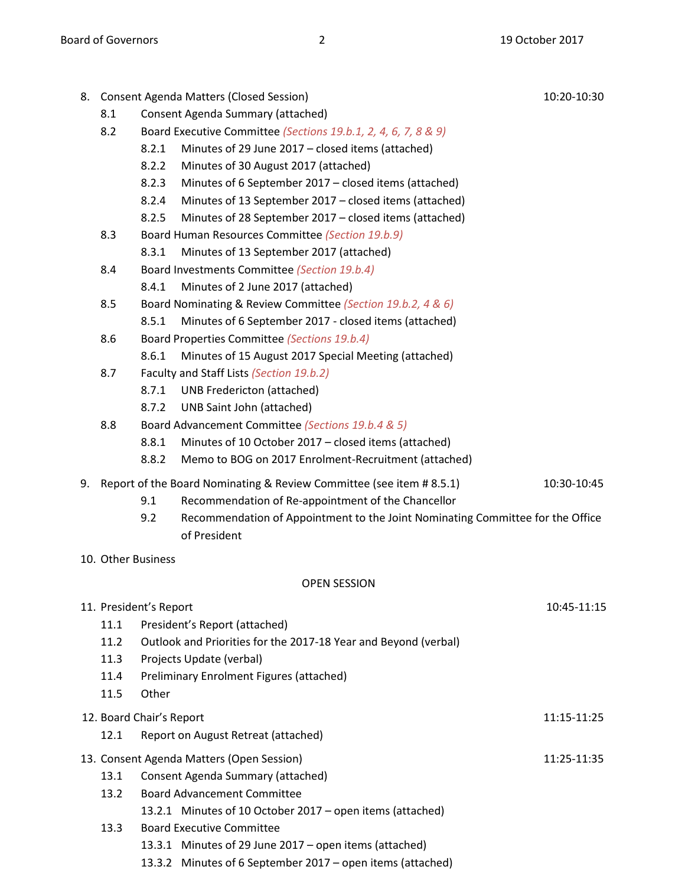8. Consent Agenda Matters (Closed Session) 10:20-10:30
   - 8.1 Consent Agenda Summary (attached)
   - 8.2 Board Executive Committee *(Sections 19.b.1, 2, 4, 6, 7, 8 & 9)*
     - 8.2.1 Minutes of 29 June 2017 – closed items (attached)
     - 8.2.2 Minutes of 30 August 2017 (attached)
     - 8.2.3 Minutes of 6 September 2017 – closed items (attached)
     - 8.2.4 Minutes of 13 September 2017 – closed items (attached)
     - 8.2.5 Minutes of 28 September 2017 – closed items (attached)
   - 8.3 Board Human Resources Committee *(Section 19.b.9)*
     - 8.3.1 Minutes of 13 September 2017 (attached)
   - 8.4 Board Investments Committee *(Section 19.b.4)*
     - 8.4.1 Minutes of 2 June 2017 (attached)
   - 8.5 Board Nominating & Review Committee *(Section 19.b.2, 4 & 6)*
     - 8.5.1 Minutes of 6 September 2017 - closed items (attached)
   - 8.6 Board Properties Committee *(Sections 19.b.4)*
     - 8.6.1 Minutes of 15 August 2017 Special Meeting (attached)
   - 8.7 Faculty and Staff Lists *(Section 19.b.2)*
     - 8.7.1 UNB Fredericton (attached)
     - 8.7.2 UNB Saint John (attached)
   - 8.8 Board Advancement Committee *(Sections 19.b.4 & 5)*
     - 8.8.1 Minutes of 10 October 2017 – closed items (attached)
     - 8.8.2 Memo to BOG on 2017 Enrolment-Recruitment (attached)

9. Report of the Board Nominating & Review Committee (see item # 8.5.1) 10:30-10:45
   - 9.1 Recommendation of Re-appointment of the Chancellor
   - 9.2 Recommendation of Appointment to the Joint Nominating Committee for the Office of President

10. Other Business

OPEN SESSION

11. President's Report 10:45-11:15
    - 11.1 President's Report (attached)
    - 11.2 Outlook and Priorities for the 2017-18 Year and Beyond (verbal)
    - 11.3 Projects Update (verbal)
    - 11.4 Preliminary Enrolment Figures (attached)
    - 11.5 Other

12. Board Chair's Report 11:15-11:25
    - 12.1 Report on August Retreat (attached)

13. Consent Agenda Matters (Open Session) 11:25-11:35
    - 13.1 Consent Agenda Summary (attached)
    - 13.2 Board Advancement Committee
      - 13.2.1 Minutes of 10 October 2017 – open items (attached)
    - 13.3 Board Executive Committee
      - 13.3.1 Minutes of 29 June 2017 – open items (attached)
      - 13.3.2 Minutes of 6 September 2017 – open items (attached)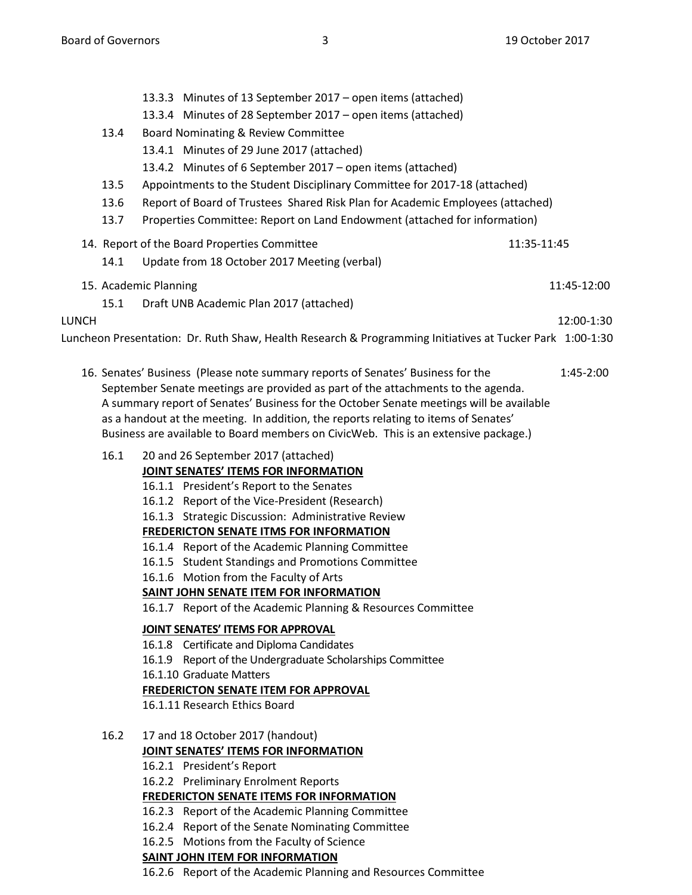- 13.3.3 Minutes of 13 September 2017 – open items (attached)
- 13.3.4 Minutes of 28 September 2017 – open items (attached)

13.4 Board Nominating & Review Committee
- 13.4.1 Minutes of 29 June 2017 (attached)
- 13.4.2 Minutes of 6 September 2017 – open items (attached)

13.5 Appointments to the Student Disciplinary Committee for 2017-18 (attached)

13.6 Report of Board of Trustees Shared Risk Plan for Academic Employees (attached)

13.7 Properties Committee: Report on Land Endowment (attached for information)

14. Report of the Board Properties Committee 11:35-11:45

14.1 Update from 18 October 2017 Meeting (verbal)

15. Academic Planning 11:45-12:00

15.1 Draft UNB Academic Plan 2017 (attached)

LUNCH 12:00-1:30

Luncheon Presentation: Dr. Ruth Shaw, Health Research & Programming Initiatives at Tucker Park 1:00-1:30

16. Senates' Business (Please note summary reports of Senates' Business for the September Senate meetings are provided as part of the attachments to the agenda. A summary report of Senates' Business for the October Senate meetings will be available as a handout at the meeting. In addition, the reports relating to items of Senates' Business are available to Board members on CivicWeb. This is an extensive package.) 1:45-2:00

16.1 20 and 26 September 2017 (attached)

**JOINT SENATES' ITEMS FOR INFORMATION**
- 16.1.1 President's Report to the Senates
- 16.1.2 Report of the Vice-President (Research)
- 16.1.3 Strategic Discussion: Administrative Review

**FREDERICTON SENATE ITMS FOR INFORMATION**
- 16.1.4 Report of the Academic Planning Committee
- 16.1.5 Student Standings and Promotions Committee
- 16.1.6 Motion from the Faculty of Arts

**SAINT JOHN SENATE ITEM FOR INFORMATION**
- 16.1.7 Report of the Academic Planning & Resources Committee

**JOINT SENATES' ITEMS FOR APPROVAL**
- 16.1.8 Certificate and Diploma Candidates
- 16.1.9 Report of the Undergraduate Scholarships Committee
- 16.1.10 Graduate Matters

**FREDERICTON SENATE ITEM FOR APPROVAL**
- 16.1.11 Research Ethics Board

16.2 17 and 18 October 2017 (handout)

**JOINT SENATES' ITEMS FOR INFORMATION**
- 16.2.1 President's Report
- 16.2.2 Preliminary Enrolment Reports

**FREDERICTON SENATE ITEMS FOR INFORMATION**
- 16.2.3 Report of the Academic Planning Committee
- 16.2.4 Report of the Senate Nominating Committee
- 16.2.5 Motions from the Faculty of Science

**SAINT JOHN ITEM FOR INFORMATION**
- 16.2.6 Report of the Academic Planning and Resources Committee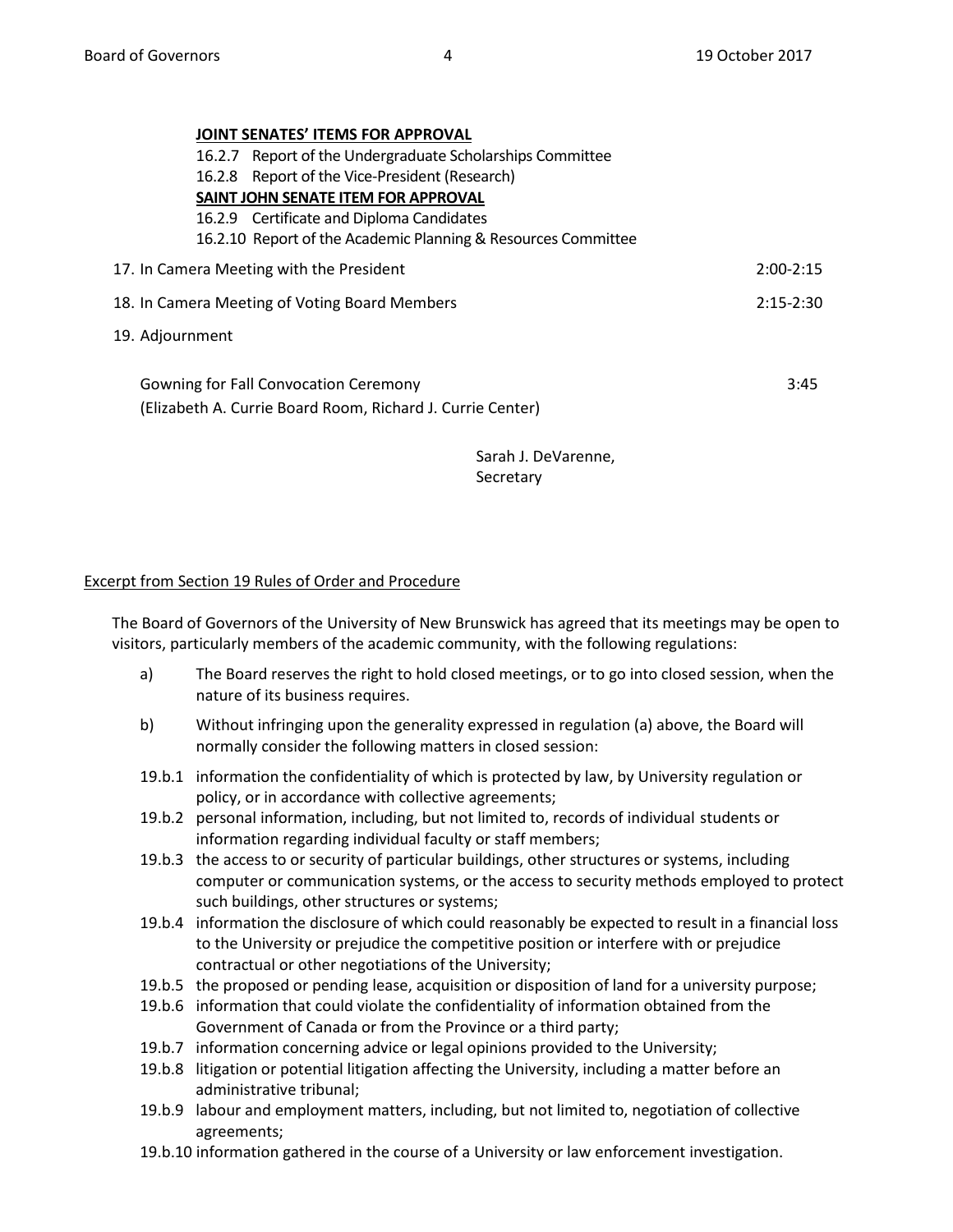**JOINT SENATES' ITEMS FOR APPROVAL**

16.2.7 Report of the Undergraduate Scholarships Committee
16.2.8 Report of the Vice-President (Research)

**SAINT JOHN SENATE ITEM FOR APPROVAL**

16.2.9 Certificate and Diploma Candidates
16.2.10 Report of the Academic Planning & Resources Committee

17. In Camera Meeting with the President 2:00-2:15

18. In Camera Meeting of Voting Board Members 2:15-2:30

19. Adjournment

Gowning for Fall Convocation Ceremony 3:45
(Elizabeth A. Currie Board Room, Richard J. Currie Center)

Sarah J. DeVarenne,
Secretary

Excerpt from Section 19 Rules of Order and Procedure

The Board of Governors of the University of New Brunswick has agreed that its meetings may be open to visitors, particularly members of the academic community, with the following regulations:

a) The Board reserves the right to hold closed meetings, or to go into closed session, when the nature of its business requires.

b) Without infringing upon the generality expressed in regulation (a) above, the Board will normally consider the following matters in closed session:

19.b.1 information the confidentiality of which is protected by law, by University regulation or policy, or in accordance with collective agreements;
19.b.2 personal information, including, but not limited to, records of individual students or information regarding individual faculty or staff members;
19.b.3 the access to or security of particular buildings, other structures or systems, including computer or communication systems, or the access to security methods employed to protect such buildings, other structures or systems;
19.b.4 information the disclosure of which could reasonably be expected to result in a financial loss to the University or prejudice the competitive position or interfere with or prejudice contractual or other negotiations of the University;
19.b.5 the proposed or pending lease, acquisition or disposition of land for a university purpose;
19.b.6 information that could violate the confidentiality of information obtained from the Government of Canada or from the Province or a third party;
19.b.7 information concerning advice or legal opinions provided to the University;
19.b.8 litigation or potential litigation affecting the University, including a matter before an administrative tribunal;
19.b.9 labour and employment matters, including, but not limited to, negotiation of collective agreements;
19.b.10 information gathered in the course of a University or law enforcement investigation.